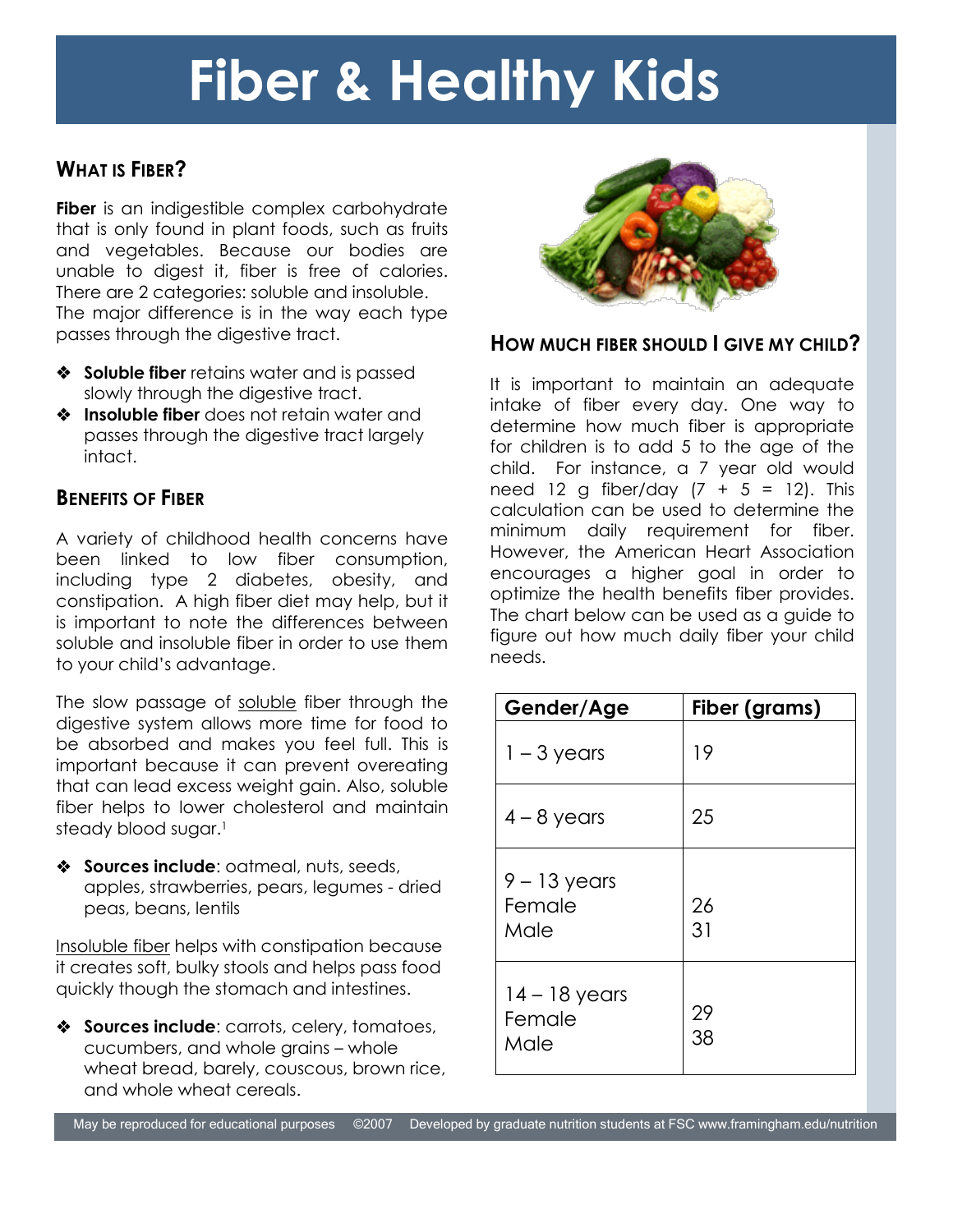# Fiber & Healthy Kids

## What is Fiber?

**Fiber** is an indigestible complex carbohydrate that is only found in plant foods, such as fruits and vegetables. Because our bodies are unable to digest it, fiber is free of calories. There are 2 categories: soluble and insoluble. The major difference is in the way each type passes through the digestive tract.

- **Soluble fiber** retains water and is passed slowly through the digestive tract.
- **Insoluble fiber** does not retain water and passes through the digestive tract largely intact.

## Benefits of Fiber

A variety of childhood health concerns have been linked to low fiber consumption, including type 2 diabetes, obesity, and constipation. A high fiber diet may help, but it is important to note the differences between soluble and insoluble fiber in order to use them to your child's advantage.

The slow passage of soluble fiber through the digestive system allows more time for food to be absorbed and makes you feel full. This is important because it can prevent overeating that can lead excess weight gain. Also, soluble fiber helps to lower cholesterol and maintain steady blood sugar.[1]

- **Sources include**: oatmeal, nuts, seeds, apples, strawberries, pears, legumes - dried peas, beans, lentils

Insoluble fiber helps with constipation because it creates soft, bulky stools and helps pass food quickly though the stomach and intestines.

- **Sources include**: carrots, celery, tomatoes, cucumbers, and whole grains – whole wheat bread, barely, couscous, brown rice, and whole wheat cereals.

## How much fiber should I give my child?

It is important to maintain an adequate intake of fiber every day. One way to determine how much fiber is appropriate for children is to add 5 to the age of the child. For instance, a 7 year old would need 12 g fiber/day (7 + 5 = 12). This calculation can be used to determine the minimum daily requirement for fiber. However, the American Heart Association encourages a higher goal in order to optimize the health benefits fiber provides. The chart below can be used as a guide to figure out how much daily fiber your child needs.

| Gender/Age | Fiber (grams) |
|---|---|
| 1 – 3 years | 19 |
| 4 – 8 years | 25 |
| 9 – 13 years | |
| Female | 26 |
| Male | 31 |
| 14 – 18 years | |
| Female | 29 |
| Male | 38 |

May be reproduced for educational purposes ©2007 Developed by graduate nutrition students at FSC www.framingham.edu/nutrition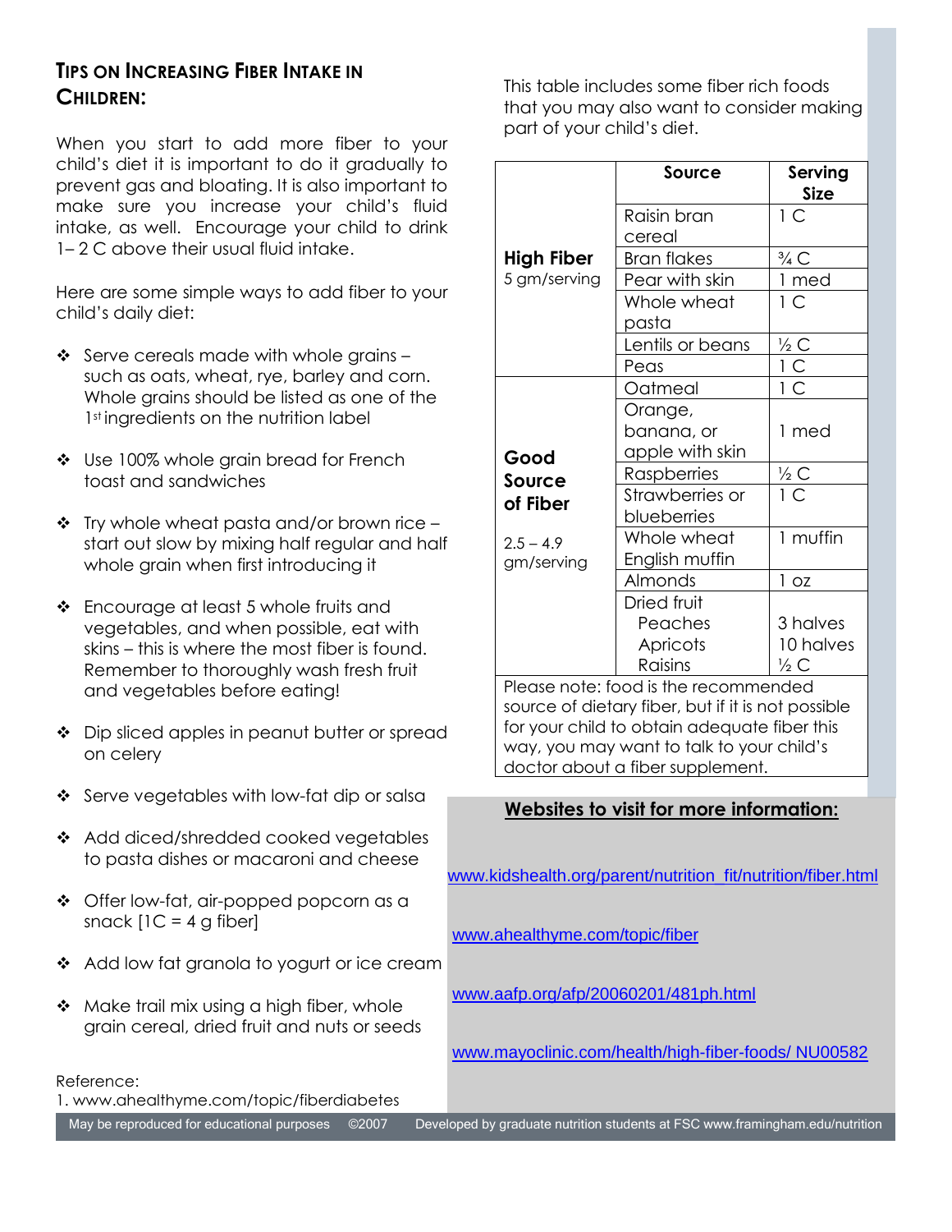## Tips on Increasing Fiber Intake in Children:

When you start to add more fiber to your child's diet it is important to do it gradually to prevent gas and bloating. It is also important to make sure you increase your child's fluid intake, as well. Encourage your child to drink 1– 2 C above their usual fluid intake.

Here are some simple ways to add fiber to your child's daily diet:

- Serve cereals made with whole grains – such as oats, wheat, rye, barley and corn. Whole grains should be listed as one of the 1st ingredients on the nutrition label
- Use 100% whole grain bread for French toast and sandwiches
- Try whole wheat pasta and/or brown rice – start out slow by mixing half regular and half whole grain when first introducing it
- Encourage at least 5 whole fruits and vegetables, and when possible, eat with skins – this is where the most fiber is found. Remember to thoroughly wash fresh fruit and vegetables before eating!
- Dip sliced apples in peanut butter or spread on celery
- Serve vegetables with low-fat dip or salsa
- Add diced/shredded cooked vegetables to pasta dishes or macaroni and cheese
- Offer low-fat, air-popped popcorn as a snack [1C = 4 g fiber]
- Add low fat granola to yogurt or ice cream
- Make trail mix using a high fiber, whole grain cereal, dried fruit and nuts or seeds

Reference:
1. www.ahealthyme.com/topic/fiberdiabetes

This table includes some fiber rich foods that you may also want to consider making part of your child's diet.

| | Source | Serving Size |
|---|---|---|
| **High Fiber** 5 gm/serving | Raisin bran cereal | 1 C |
| | Bran flakes | ¾ C |
| | Pear with skin | 1 med |
| | Whole wheat pasta | 1 C |
| | Lentils or beans | ½ C |
| | Peas | 1 C |
| **Good Source of Fiber** 2.5 – 4.9 gm/serving | Oatmeal | 1 C |
| | Orange, banana, or apple with skin | 1 med |
| | Raspberries | ½ C |
| | Strawberries or blueberries | 1 C |
| | Whole wheat English muffin | 1 muffin |
| | Almonds | 1 oz |
| | Dried fruit Peaches Apricots Raisins | 3 halves 10 halves ½ C |

Please note: food is the recommended source of dietary fiber, but if it is not possible for your child to obtain adequate fiber this way, you may want to talk to your child's doctor about a fiber supplement.

**Websites to visit for more information:**

www.kidshealth.org/parent/nutrition_fit/nutrition/fiber.html

www.ahealthyme.com/topic/fiber

www.aafp.org/afp/20060201/481ph.html

www.mayoclinic.com/health/high-fiber-foods/ NU00582

May be reproduced for educational purposes ©2007 Developed by graduate nutrition students at FSC www.framingham.edu/nutrition